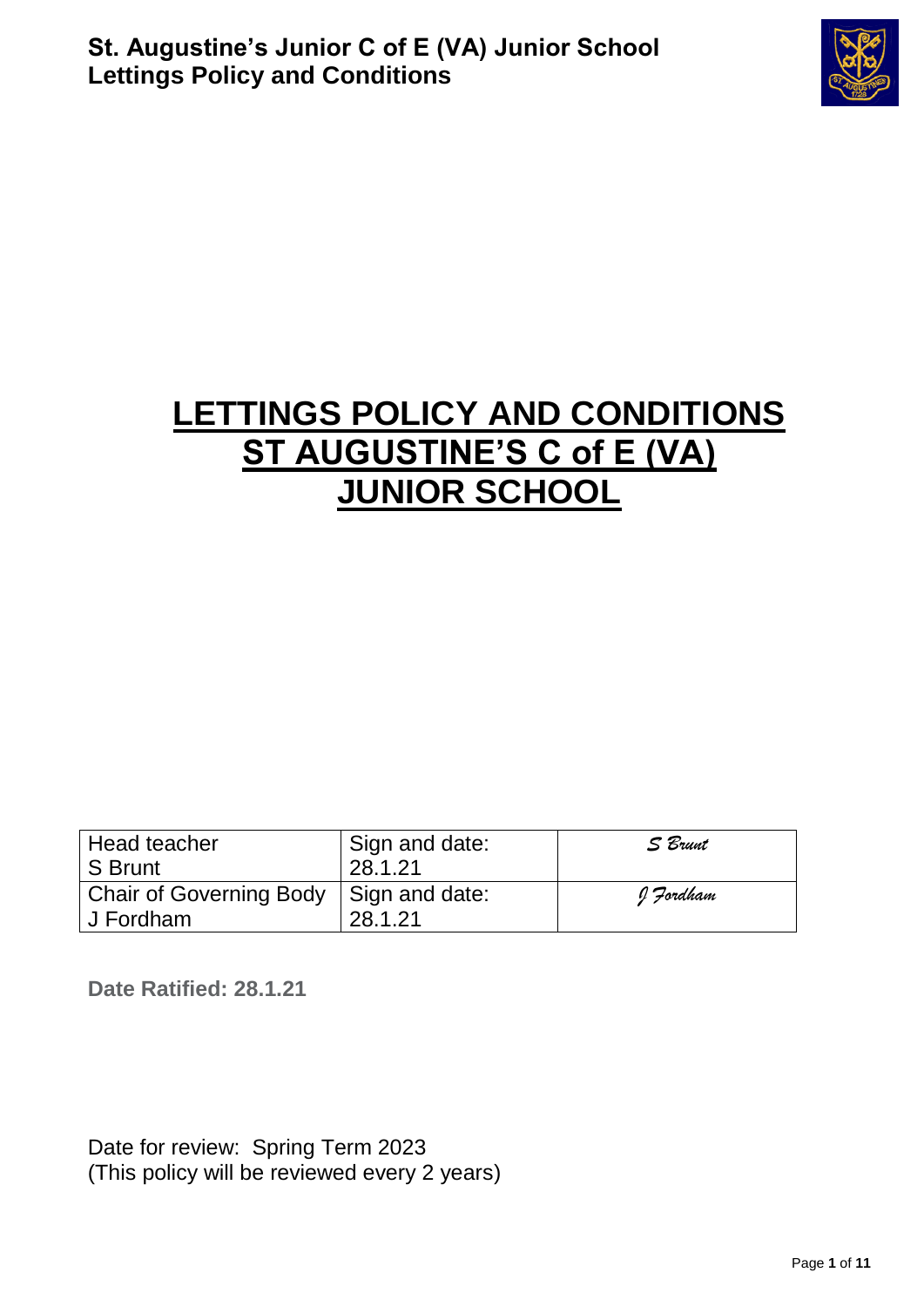# LETTINGS POLICY AND CONDITIONS ST AUGUSTINE'S C of E (VA) JUNIOR SCHOOL

| Head teacher<br>S Brunt | Sign and date:<br>28.1.21 | *S Brunt* |
|---|---|---|
| Chair of Governing Body<br>J Fordham | Sign and date:<br>28.1.21 | *J Fordham* |

**Date Ratified: 28.1.21**

Date for review: Spring Term 2023
(This policy will be reviewed every 2 years)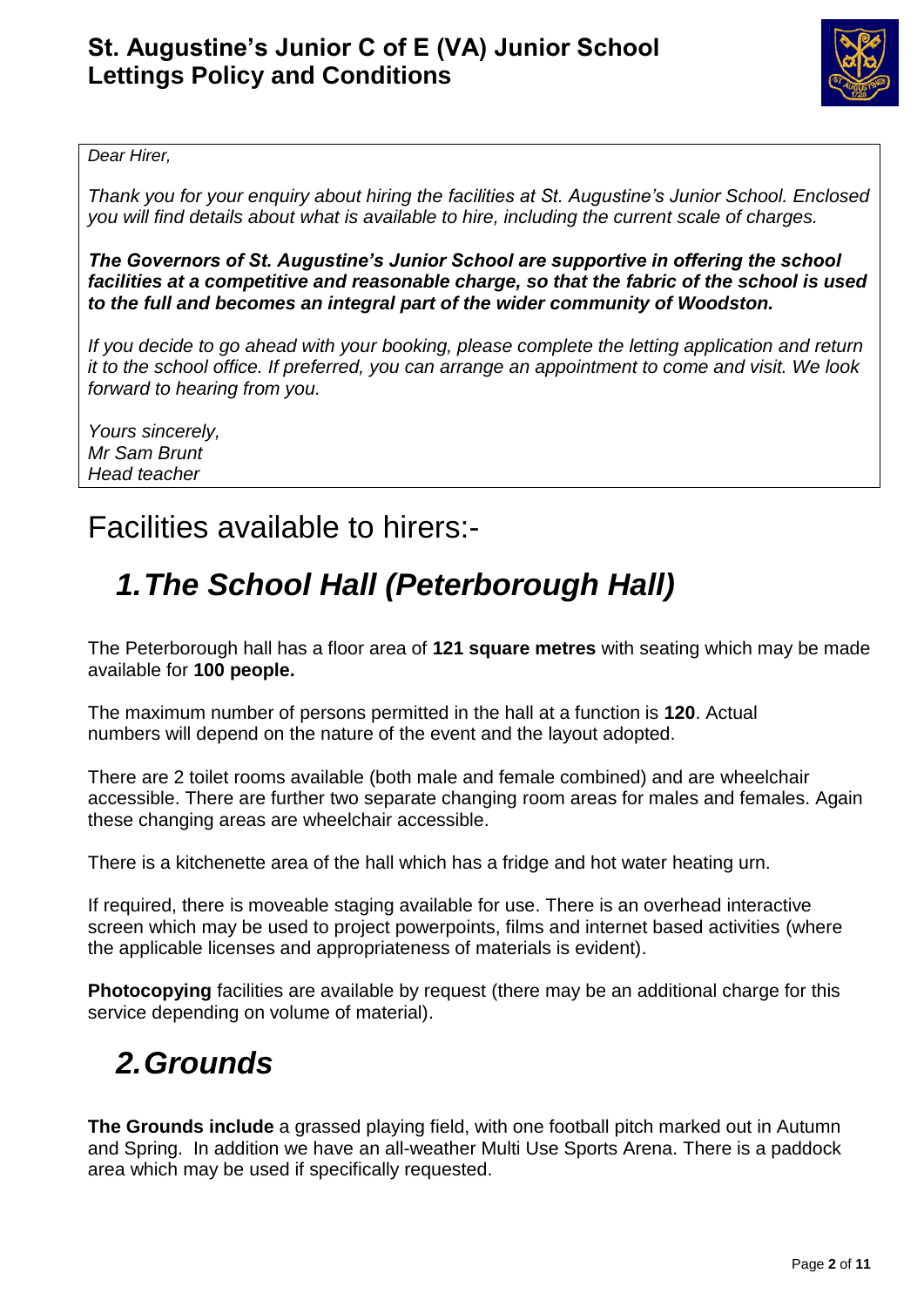# St. Augustine's Junior C of E (VA) Junior School Lettings Policy and Conditions

*Dear Hirer,*

*Thank you for your enquiry about hiring the facilities at St. Augustine's Junior School. Enclosed you will find details about what is available to hire, including the current scale of charges.*

***The Governors of St. Augustine's Junior School are supportive in offering the school facilities at a competitive and reasonable charge, so that the fabric of the school is used to the full and becomes an integral part of the wider community of Woodston.***

*If you decide to go ahead with your booking, please complete the letting application and return it to the school office. If preferred, you can arrange an appointment to come and visit. We look forward to hearing from you.*

*Yours sincerely,*
*Mr Sam Brunt*
*Head teacher*

# Facilities available to hirers:-

## *1. The School Hall (Peterborough Hall)*

The Peterborough hall has a floor area of **121 square metres** with seating which may be made available for **100 people.**

The maximum number of persons permitted in the hall at a function is **120**. Actual numbers will depend on the nature of the event and the layout adopted.

There are 2 toilet rooms available (both male and female combined) and are wheelchair accessible. There are further two separate changing room areas for males and females. Again these changing areas are wheelchair accessible.

There is a kitchenette area of the hall which has a fridge and hot water heating urn.

If required, there is moveable staging available for use. There is an overhead interactive screen which may be used to project powerpoints, films and internet based activities (where the applicable licenses and appropriateness of materials is evident).

**Photocopying** facilities are available by request (there may be an additional charge for this service depending on volume of material).

## *2. Grounds*

**The Grounds include** a grassed playing field, with one football pitch marked out in Autumn and Spring. In addition we have an all-weather Multi Use Sports Arena. There is a paddock area which may be used if specifically requested.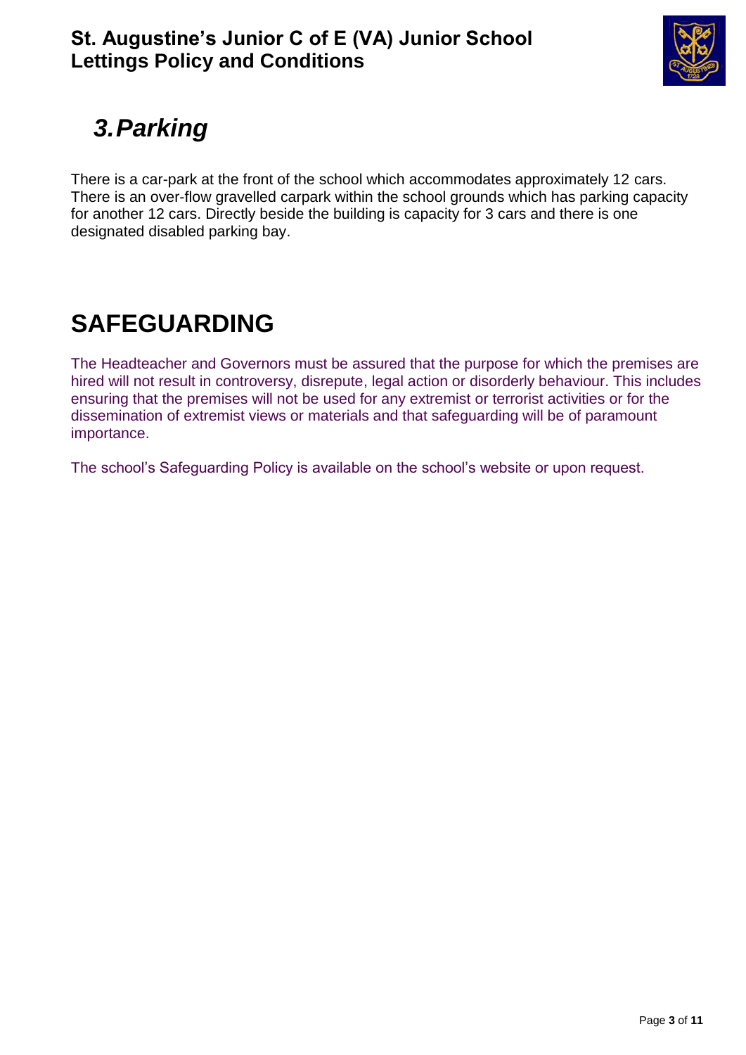## *3. Parking*

There is a car-park at the front of the school which accommodates approximately 12 cars. There is an over-flow gravelled carpark within the school grounds which has parking capacity for another 12 cars. Directly beside the building is capacity for 3 cars and there is one designated disabled parking bay.

## SAFEGUARDING

The Headteacher and Governors must be assured that the purpose for which the premises are hired will not result in controversy, disrepute, legal action or disorderly behaviour. This includes ensuring that the premises will not be used for any extremist or terrorist activities or for the dissemination of extremist views or materials and that safeguarding will be of paramount importance.

The school's Safeguarding Policy is available on the school's website or upon request.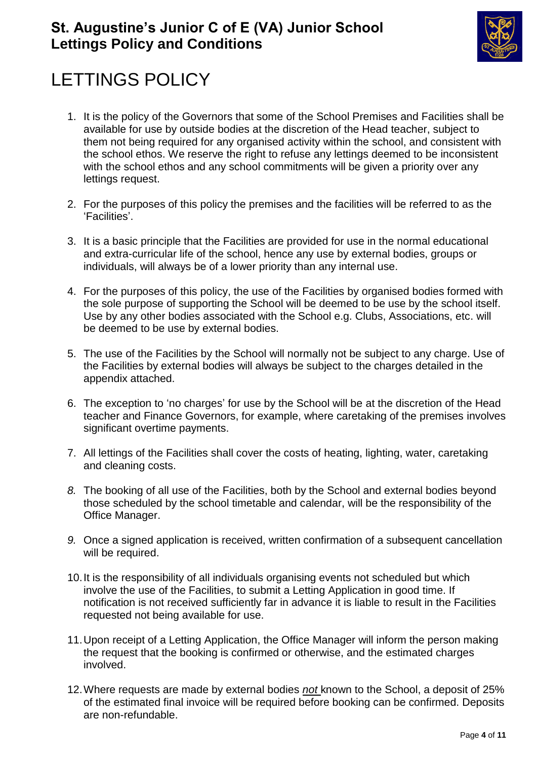# LETTINGS POLICY

1. It is the policy of the Governors that some of the School Premises and Facilities shall be available for use by outside bodies at the discretion of the Head teacher, subject to them not being required for any organised activity within the school, and consistent with the school ethos. We reserve the right to refuse any lettings deemed to be inconsistent with the school ethos and any school commitments will be given a priority over any lettings request.

2. For the purposes of this policy the premises and the facilities will be referred to as the 'Facilities'.

3. It is a basic principle that the Facilities are provided for use in the normal educational and extra-curricular life of the school, hence any use by external bodies, groups or individuals, will always be of a lower priority than any internal use.

4. For the purposes of this policy, the use of the Facilities by organised bodies formed with the sole purpose of supporting the School will be deemed to be use by the school itself. Use by any other bodies associated with the School e.g. Clubs, Associations, etc. will be deemed to be use by external bodies.

5. The use of the Facilities by the School will normally not be subject to any charge. Use of the Facilities by external bodies will always be subject to the charges detailed in the appendix attached.

6. The exception to 'no charges' for use by the School will be at the discretion of the Head teacher and Finance Governors, for example, where caretaking of the premises involves significant overtime payments.

7. All lettings of the Facilities shall cover the costs of heating, lighting, water, caretaking and cleaning costs.

8. The booking of all use of the Facilities, both by the School and external bodies beyond those scheduled by the school timetable and calendar, will be the responsibility of the Office Manager.

9. Once a signed application is received, written confirmation of a subsequent cancellation will be required.

10. It is the responsibility of all individuals organising events not scheduled but which involve the use of the Facilities, to submit a Letting Application in good time. If notification is not received sufficiently far in advance it is liable to result in the Facilities requested not being available for use.

11. Upon receipt of a Letting Application, the Office Manager will inform the person making the request that the booking is confirmed or otherwise, and the estimated charges involved.

12. Where requests are made by external bodies ***not*** known to the School, a deposit of 25% of the estimated final invoice will be required before booking can be confirmed. Deposits are non-refundable.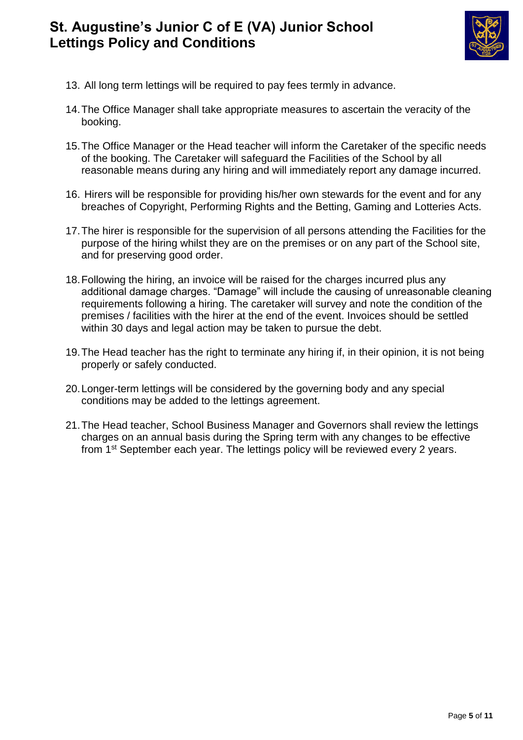13. All long term lettings will be required to pay fees termly in advance.

14. The Office Manager shall take appropriate measures to ascertain the veracity of the booking.

15. The Office Manager or the Head teacher will inform the Caretaker of the specific needs of the booking. The Caretaker will safeguard the Facilities of the School by all reasonable means during any hiring and will immediately report any damage incurred.

16. Hirers will be responsible for providing his/her own stewards for the event and for any breaches of Copyright, Performing Rights and the Betting, Gaming and Lotteries Acts.

17. The hirer is responsible for the supervision of all persons attending the Facilities for the purpose of the hiring whilst they are on the premises or on any part of the School site, and for preserving good order.

18. Following the hiring, an invoice will be raised for the charges incurred plus any additional damage charges. "Damage" will include the causing of unreasonable cleaning requirements following a hiring. The caretaker will survey and note the condition of the premises / facilities with the hirer at the end of the event. Invoices should be settled within 30 days and legal action may be taken to pursue the debt.

19. The Head teacher has the right to terminate any hiring if, in their opinion, it is not being properly or safely conducted.

20. Longer-term lettings will be considered by the governing body and any special conditions may be added to the lettings agreement.

21. The Head teacher, School Business Manager and Governors shall review the lettings charges on an annual basis during the Spring term with any changes to be effective from 1st September each year. The lettings policy will be reviewed every 2 years.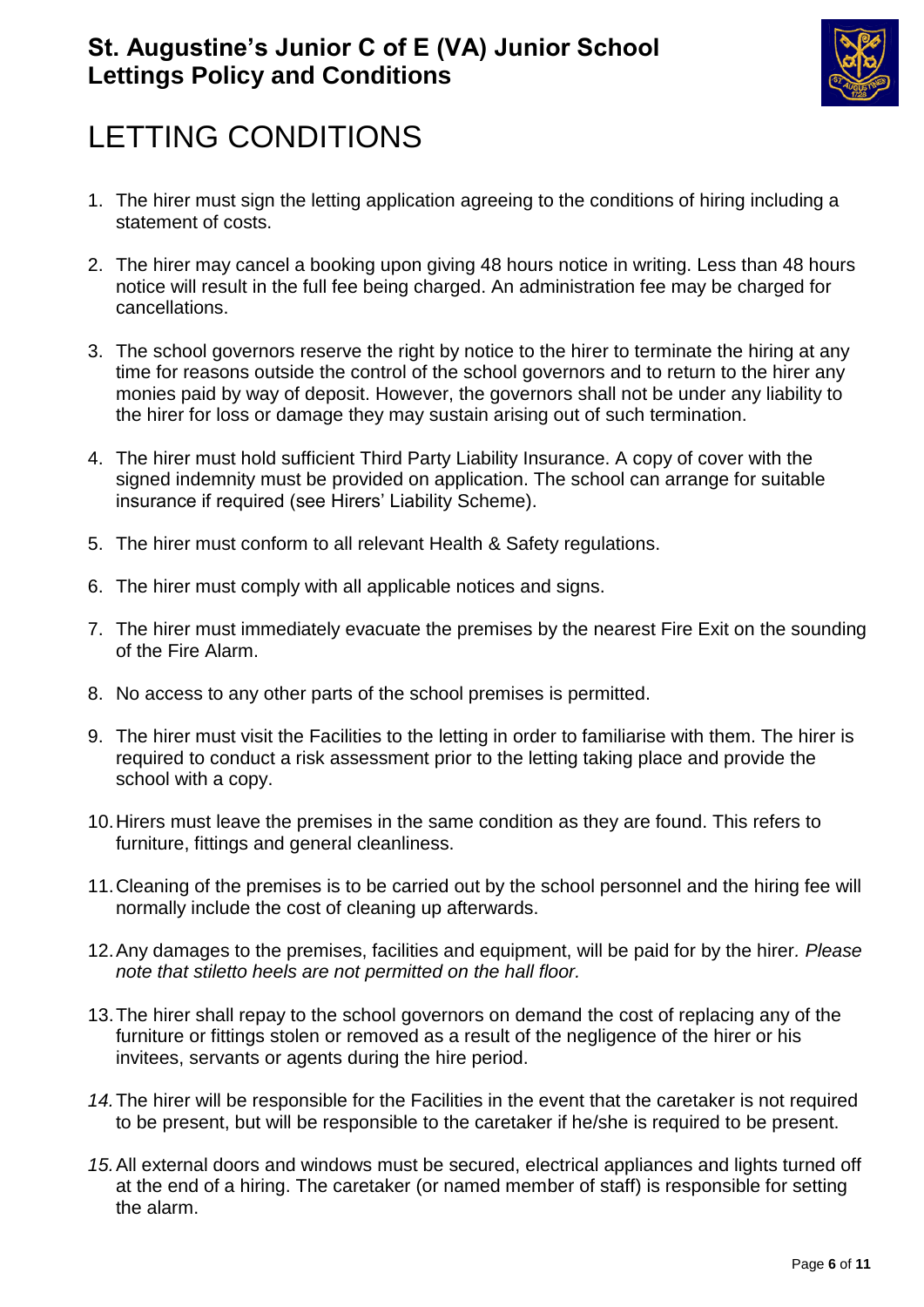# LETTING CONDITIONS

1. The hirer must sign the letting application agreeing to the conditions of hiring including a statement of costs.

2. The hirer may cancel a booking upon giving 48 hours notice in writing. Less than 48 hours notice will result in the full fee being charged. An administration fee may be charged for cancellations.

3. The school governors reserve the right by notice to the hirer to terminate the hiring at any time for reasons outside the control of the school governors and to return to the hirer any monies paid by way of deposit. However, the governors shall not be under any liability to the hirer for loss or damage they may sustain arising out of such termination.

4. The hirer must hold sufficient Third Party Liability Insurance. A copy of cover with the signed indemnity must be provided on application. The school can arrange for suitable insurance if required (see Hirers' Liability Scheme).

5. The hirer must conform to all relevant Health & Safety regulations.

6. The hirer must comply with all applicable notices and signs.

7. The hirer must immediately evacuate the premises by the nearest Fire Exit on the sounding of the Fire Alarm.

8. No access to any other parts of the school premises is permitted.

9. The hirer must visit the Facilities to the letting in order to familiarise with them. The hirer is required to conduct a risk assessment prior to the letting taking place and provide the school with a copy.

10. Hirers must leave the premises in the same condition as they are found. This refers to furniture, fittings and general cleanliness.

11. Cleaning of the premises is to be carried out by the school personnel and the hiring fee will normally include the cost of cleaning up afterwards.

12. Any damages to the premises, facilities and equipment, will be paid for by the hirer. *Please note that stiletto heels are not permitted on the hall floor.*

13. The hirer shall repay to the school governors on demand the cost of replacing any of the furniture or fittings stolen or removed as a result of the negligence of the hirer or his invitees, servants or agents during the hire period.

14. The hirer will be responsible for the Facilities in the event that the caretaker is not required to be present, but will be responsible to the caretaker if he/she is required to be present.

15. All external doors and windows must be secured, electrical appliances and lights turned off at the end of a hiring. The caretaker (or named member of staff) is responsible for setting the alarm.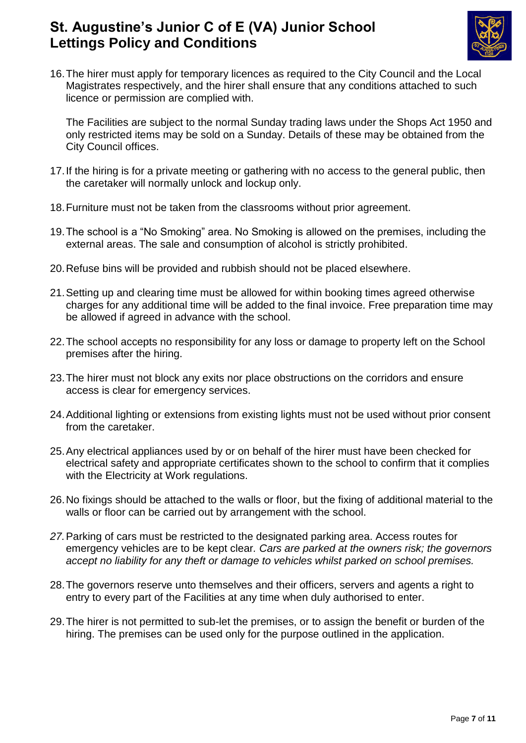16. The hirer must apply for temporary licences as required to the City Council and the Local Magistrates respectively, and the hirer shall ensure that any conditions attached to such licence or permission are complied with.

    The Facilities are subject to the normal Sunday trading laws under the Shops Act 1950 and only restricted items may be sold on a Sunday. Details of these may be obtained from the City Council offices.

17. If the hiring is for a private meeting or gathering with no access to the general public, then the caretaker will normally unlock and lockup only.

18. Furniture must not be taken from the classrooms without prior agreement.

19. The school is a "No Smoking" area. No Smoking is allowed on the premises, including the external areas. The sale and consumption of alcohol is strictly prohibited.

20. Refuse bins will be provided and rubbish should not be placed elsewhere.

21. Setting up and clearing time must be allowed for within booking times agreed otherwise charges for any additional time will be added to the final invoice. Free preparation time may be allowed if agreed in advance with the school.

22. The school accepts no responsibility for any loss or damage to property left on the School premises after the hiring.

23. The hirer must not block any exits nor place obstructions on the corridors and ensure access is clear for emergency services.

24. Additional lighting or extensions from existing lights must not be used without prior consent from the caretaker.

25. Any electrical appliances used by or on behalf of the hirer must have been checked for electrical safety and appropriate certificates shown to the school to confirm that it complies with the Electricity at Work regulations.

26. No fixings should be attached to the walls or floor, but the fixing of additional material to the walls or floor can be carried out by arrangement with the school.

27. Parking of cars must be restricted to the designated parking area. Access routes for emergency vehicles are to be kept clear. *Cars are parked at the owners risk; the governors accept no liability for any theft or damage to vehicles whilst parked on school premises.*

28. The governors reserve unto themselves and their officers, servers and agents a right to entry to every part of the Facilities at any time when duly authorised to enter.

29. The hirer is not permitted to sub-let the premises, or to assign the benefit or burden of the hiring. The premises can be used only for the purpose outlined in the application.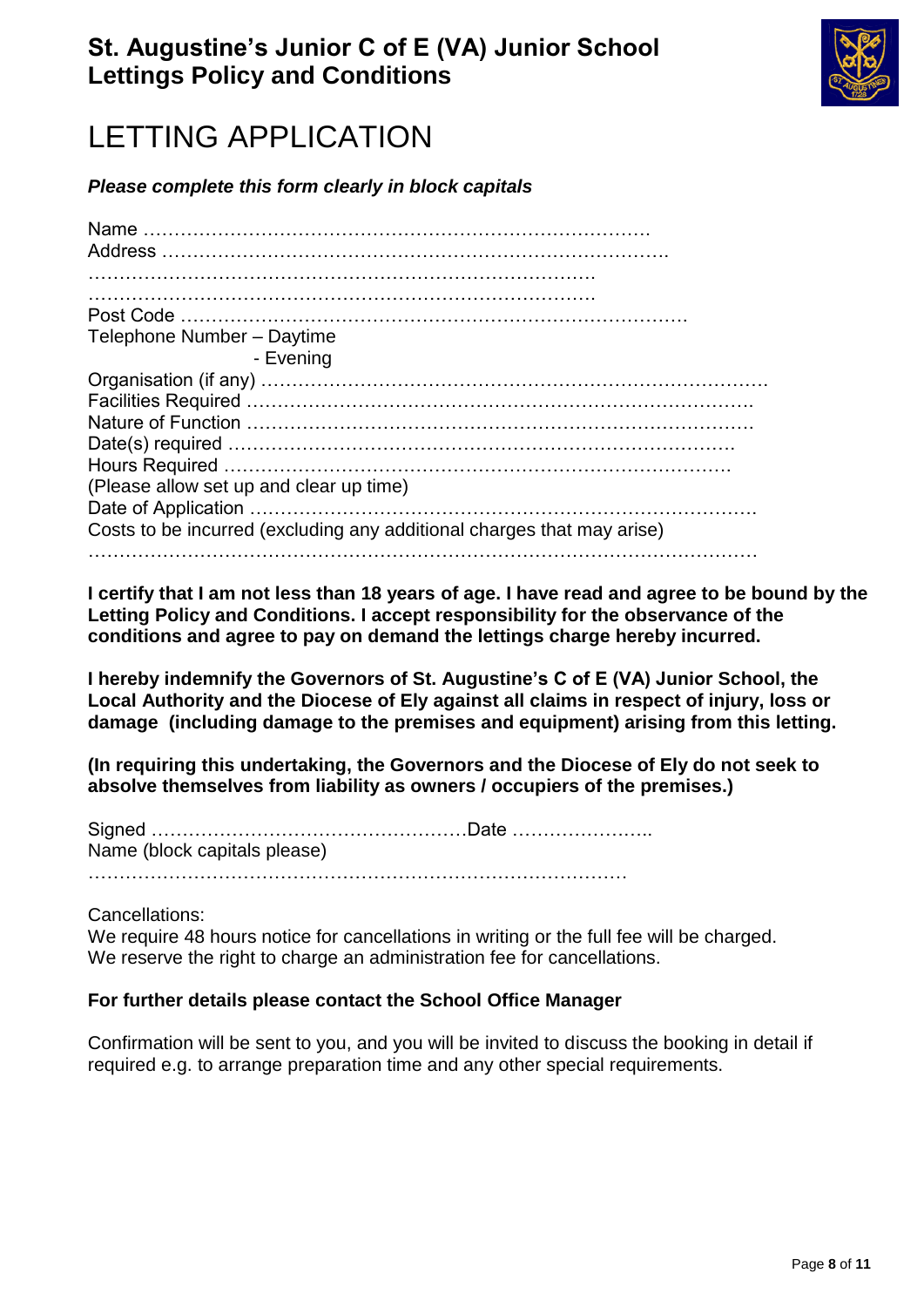# St. Augustine's Junior C of E (VA) Junior School
# Lettings Policy and Conditions

## LETTING APPLICATION

***Please complete this form clearly in block capitals***

Name …………………………………………………………………………
Address ………………………………………………………………………
………………………………………………………………………
………………………………………………………………………
Post Code ………………………………………………………………………
Telephone Number – Daytime
- Evening
Organisation (if any) ………………………………………………………………………
Facilities Required ………………………………………………………………………
Nature of Function ………………………………………………………………………
Date(s) required ………………………………………………………………………
Hours Required ………………………………………………………………………
(Please allow set up and clear up time)
Date of Application ………………………………………………………………………
Costs to be incurred (excluding any additional charges that may arise)
……………………………………………………………………………………………

**I certify that I am not less than 18 years of age. I have read and agree to be bound by the Letting Policy and Conditions. I accept responsibility for the observance of the conditions and agree to pay on demand the lettings charge hereby incurred.**

**I hereby indemnify the Governors of St. Augustine's C of E (VA) Junior School, the Local Authority and the Diocese of Ely against all claims in respect of injury, loss or damage (including damage to the premises and equipment) arising from this letting.**

**(In requiring this undertaking, the Governors and the Diocese of Ely do not seek to absolve themselves from liability as owners / occupiers of the premises.)**

Signed ……………………………………………Date …………………..
Name (block capitals please)
…………………………………………………………………………

Cancellations:
We require 48 hours notice for cancellations in writing or the full fee will be charged.
We reserve the right to charge an administration fee for cancellations.

**For further details please contact the School Office Manager**

Confirmation will be sent to you, and you will be invited to discuss the booking in detail if required e.g. to arrange preparation time and any other special requirements.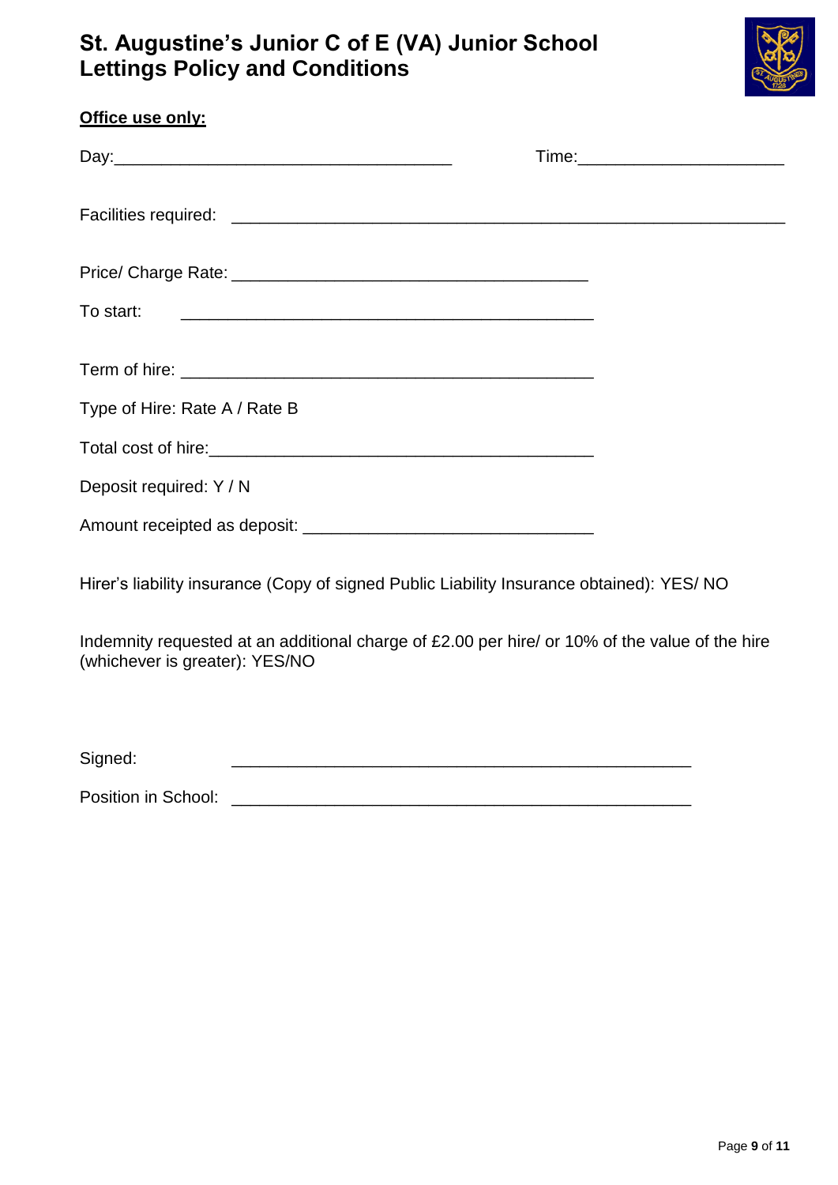# St. Augustine's Junior C of E (VA) Junior School
# Lettings Policy and Conditions

**Office use only:**

Day:____________________________________ Time:______________________

Facilities required: ____________________________________________________________

Price/ Charge Rate: ______________________________________

To start: ____________________________________________

Term of hire: ____________________________________________

Type of Hire: Rate A / Rate B

Total cost of hire:_________________________________________

Deposit required: Y / N

Amount receipted as deposit: ________________________________

Hirer's liability insurance (Copy of signed Public Liability Insurance obtained): YES/ NO

Indemnity requested at an additional charge of £2.00 per hire/ or 10% of the value of the hire (whichever is greater): YES/NO

Signed: __________________________________________________

Position in School: __________________________________________________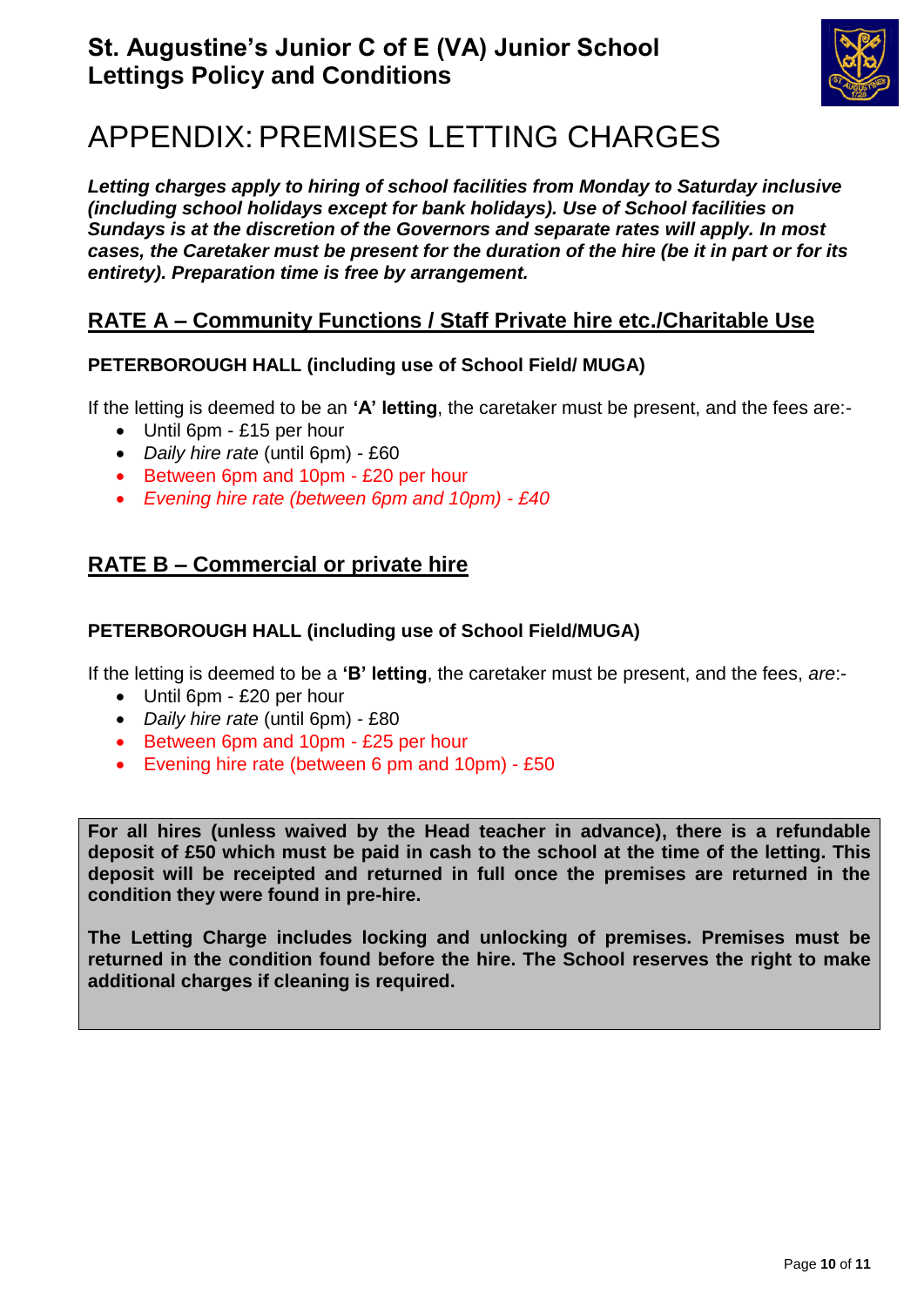# APPENDIX: PREMISES LETTING CHARGES

***Letting charges apply to hiring of school facilities from Monday to Saturday inclusive (including school holidays except for bank holidays). Use of School facilities on Sundays is at the discretion of the Governors and separate rates will apply. In most cases, the Caretaker must be present for the duration of the hire (be it in part or for its entirety). Preparation time is free by arrangement.***

## RATE A – Community Functions / Staff Private hire etc./Charitable Use

### PETERBOROUGH HALL (including use of School Field/ MUGA)

If the letting is deemed to be an **'A' letting**, the caretaker must be present, and the fees are:-

- Until 6pm - £15 per hour
- *Daily hire rate* (until 6pm) - £60
- Between 6pm and 10pm - £20 per hour
- *Evening hire rate (between 6pm and 10pm) - £40*

## RATE B – Commercial or private hire

### PETERBOROUGH HALL (including use of School Field/MUGA)

If the letting is deemed to be a **'B' letting**, the caretaker must be present, and the fees, *are*:-

- Until 6pm - £20 per hour
- *Daily hire rate* (until 6pm) - £80
- Between 6pm and 10pm - £25 per hour
- Evening hire rate (between 6 pm and 10pm) - £50

**For all hires (unless waived by the Head teacher in advance), there is a refundable deposit of £50 which must be paid in cash to the school at the time of the letting. This deposit will be receipted and returned in full once the premises are returned in the condition they were found in pre-hire.**

**The Letting Charge includes locking and unlocking of premises. Premises must be returned in the condition found before the hire. The School reserves the right to make additional charges if cleaning is required.**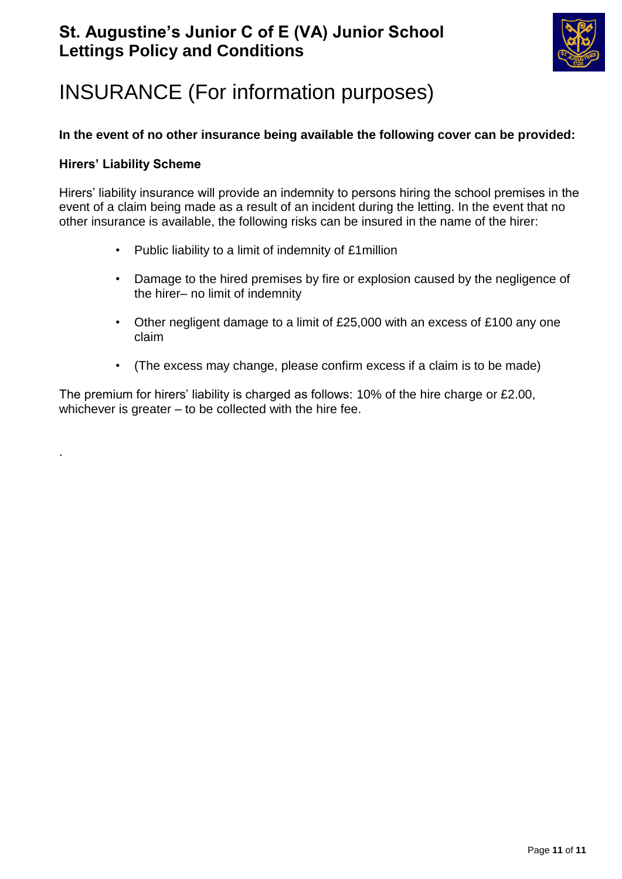# INSURANCE (For information purposes)

**In the event of no other insurance being available the following cover can be provided:**

**Hirers' Liability Scheme**

Hirers' liability insurance will provide an indemnity to persons hiring the school premises in the event of a claim being made as a result of an incident during the letting. In the event that no other insurance is available, the following risks can be insured in the name of the hirer:

- Public liability to a limit of indemnity of £1million
- Damage to the hired premises by fire or explosion caused by the negligence of the hirer– no limit of indemnity
- Other negligent damage to a limit of £25,000 with an excess of £100 any one claim
- (The excess may change, please confirm excess if a claim is to be made)

The premium for hirers' liability is charged as follows: 10% of the hire charge or £2.00, whichever is greater – to be collected with the hire fee.

.